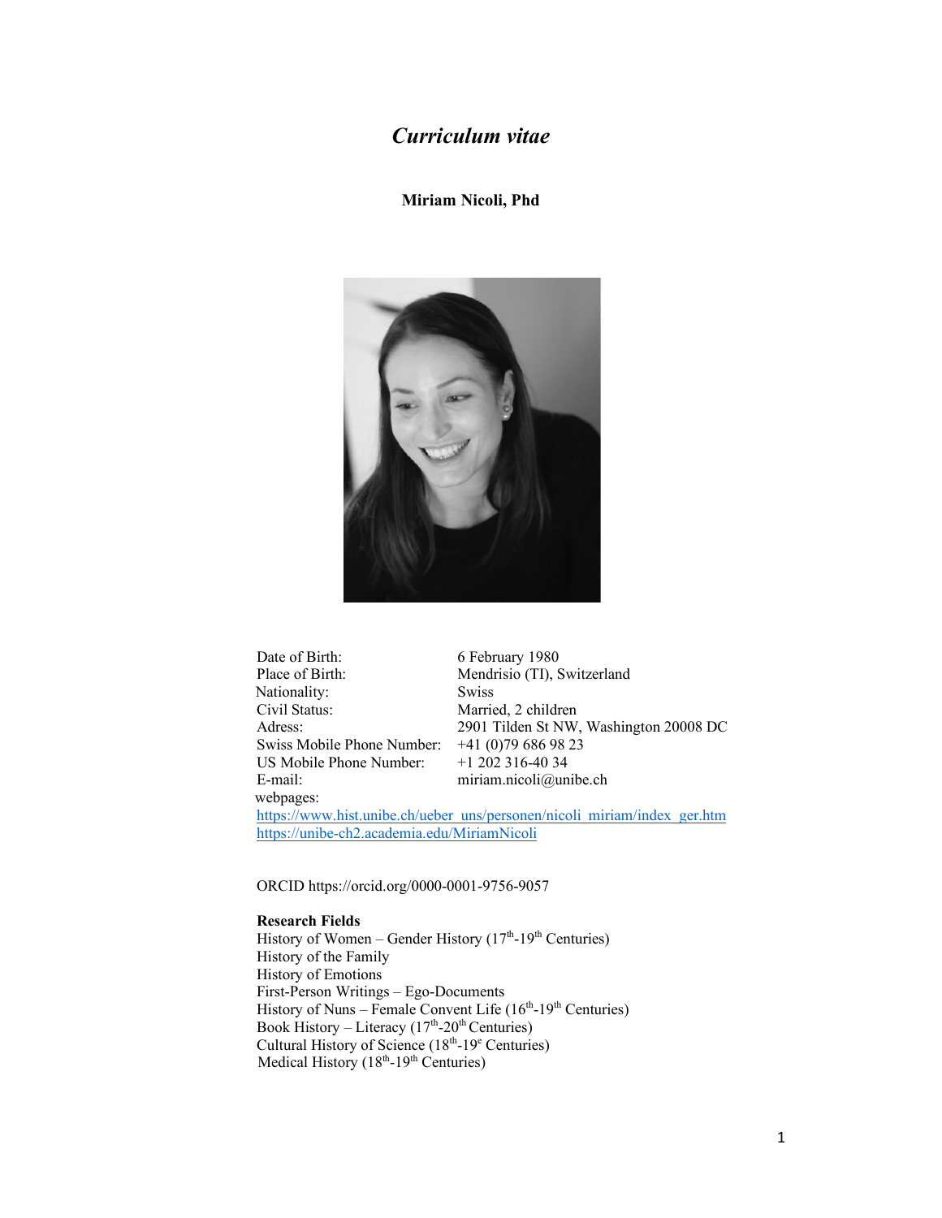# *Curriculum vitae*

**Miriam Nicoli, Phd**

| | |
|---|---|
| Date of Birth: | 6 February 1980 |
| Place of Birth: | Mendrisio (TI), Switzerland |
| Nationality: | Swiss |
| Civil Status: | Married, 2 children |
| Adress: | 2901 Tilden St NW, Washington 20008 DC |
| Swiss Mobile Phone Number: | +41 (0)79 686 98 23 |
| US Mobile Phone Number: | +1 202 316-40 34 |
| E-mail: | miriam.nicoli@unibe.ch |

webpages:
https://www.hist.unibe.ch/ueber_uns/personen/nicoli_miriam/index_ger.htm
https://unibe-ch2.academia.edu/MiriamNicoli

ORCID https://orcid.org/0000-0001-9756-9057

**Research Fields**

History of Women – Gender History (17th-19th Centuries)
History of the Family
History of Emotions
First-Person Writings – Ego-Documents
History of Nuns – Female Convent Life (16th-19th Centuries)
Book History – Literacy (17th-20th Centuries)
Cultural History of Science (18th-19e Centuries)
Medical History (18th-19th Centuries)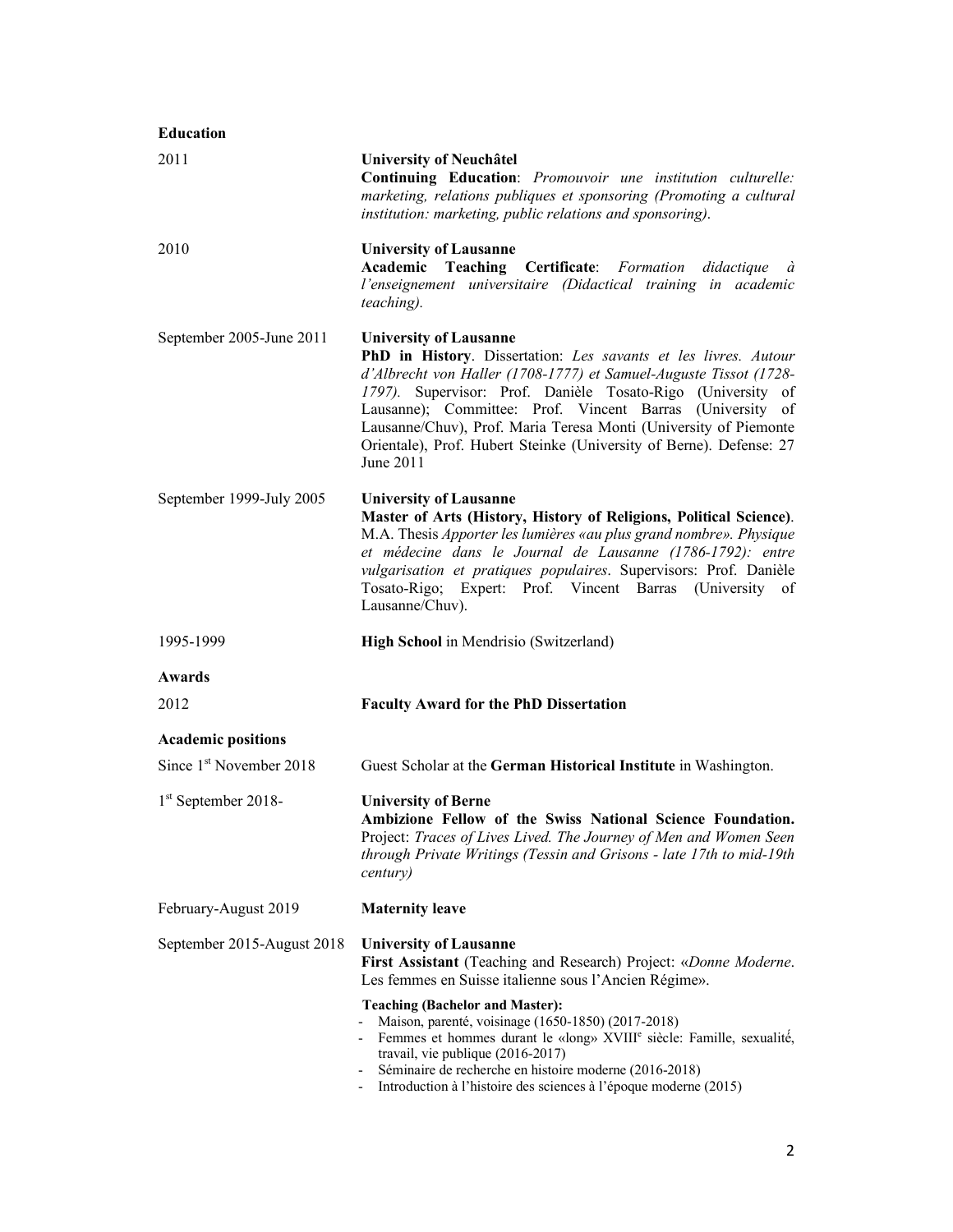**Education**

2011

**University of Neuchâtel**
**Continuing Education**: *Promouvoir une institution culturelle: marketing, relations publiques et sponsoring (Promoting a cultural institution: marketing, public relations and sponsoring)*.

2010

**University of Lausanne**
**Academic Teaching Certificate**: *Formation didactique à l'enseignement universitaire (Didactical training in academic teaching).*

September 2005-June 2011

**University of Lausanne**
**PhD in History**. Dissertation: *Les savants et les livres. Autour d'Albrecht von Haller (1708-1777) et Samuel-Auguste Tissot (1728-1797).* Supervisor: Prof. Danièle Tosato-Rigo (University of Lausanne); Committee: Prof. Vincent Barras (University of Lausanne/Chuv), Prof. Maria Teresa Monti (University of Piemonte Orientale), Prof. Hubert Steinke (University of Berne). Defense: 27 June 2011

September 1999-July 2005

**University of Lausanne**
**Master of Arts (History, History of Religions, Political Science)**. M.A. Thesis *Apporter les lumières «au plus grand nombre». Physique et médecine dans le Journal de Lausanne (1786-1792): entre vulgarisation et pratiques populaires*. Supervisors: Prof. Danièle Tosato-Rigo; Expert: Prof. Vincent Barras (University of Lausanne/Chuv).

1995-1999

**High School** in Mendrisio (Switzerland)

**Awards**

2012

**Faculty Award for the PhD Dissertation**

**Academic positions**

Since 1st November 2018

Guest Scholar at the **German Historical Institute** in Washington.

1st September 2018-

**University of Berne**
**Ambizione Fellow of the Swiss National Science Foundation.** Project: *Traces of Lives Lived. The Journey of Men and Women Seen through Private Writings (Tessin and Grisons - late 17th to mid-19th century)*

February-August 2019

**Maternity leave**

September 2015-August 2018

**University of Lausanne**
**First Assistant** (Teaching and Research) Project: «*Donne Moderne*. Les femmes en Suisse italienne sous l'Ancien Régime».

**Teaching (Bachelor and Master):**

- Maison, parenté, voisinage (1650-1850) (2017-2018)
- Femmes et hommes durant le «long» XVIIIe siècle: Famille, sexualité, travail, vie publique (2016-2017)
- Séminaire de recherche en histoire moderne (2016-2018)
- Introduction à l'histoire des sciences à l'époque moderne (2015)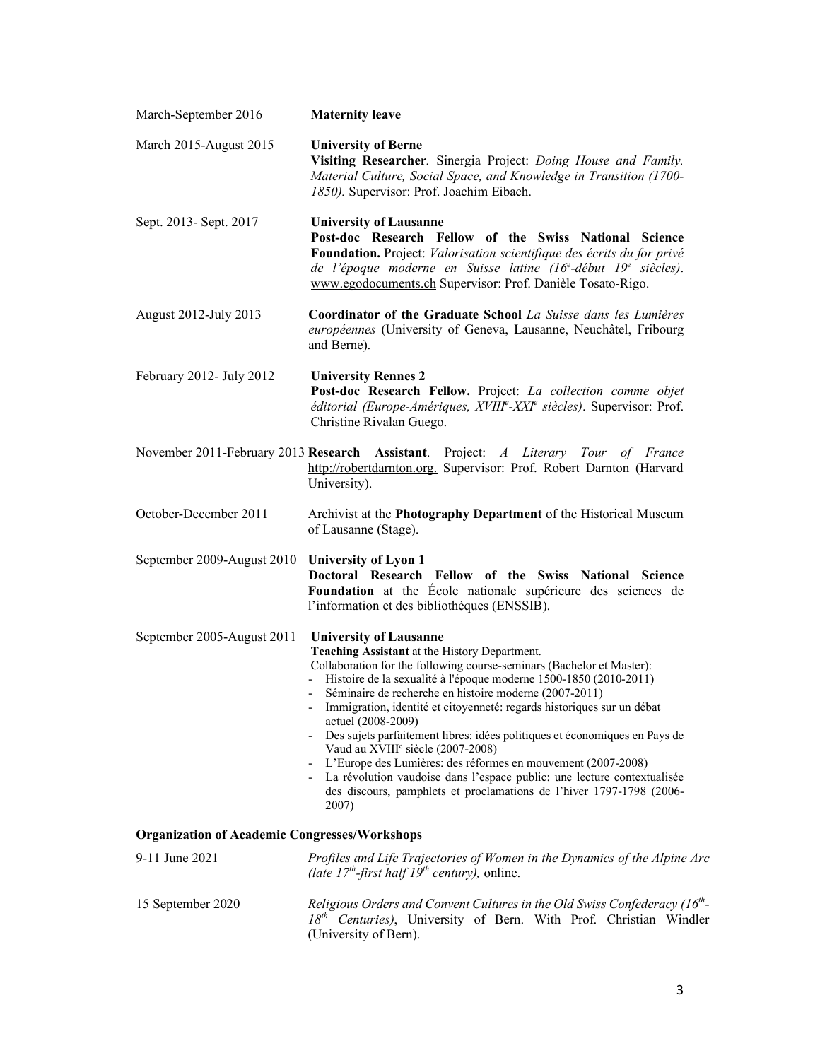March-September 2016 **Maternity leave**

March 2015-August 2015 **University of Berne**
**Visiting Researcher**. Sinergia Project: *Doing House and Family. Material Culture, Social Space, and Knowledge in Transition (1700-1850).* Supervisor: Prof. Joachim Eibach.

Sept. 2013- Sept. 2017 **University of Lausanne**
**Post-doc Research Fellow of the Swiss National Science Foundation.** Project: *Valorisation scientifique des écrits du for privé de l'époque moderne en Suisse latine (16e-début 19e siècles)*. www.egodocuments.ch Supervisor: Prof. Danièle Tosato-Rigo.

August 2012-July 2013 **Coordinator of the Graduate School** *La Suisse dans les Lumières européennes* (University of Geneva, Lausanne, Neuchâtel, Fribourg and Berne).

February 2012- July 2012 **University Rennes 2**
**Post-doc Research Fellow.** Project: *La collection comme objet éditorial (Europe-Amériques, XVIIIe-XXIe siècles)*. Supervisor: Prof. Christine Rivalan Guego.

November 2011-February 2013 **Research Assistant**. Project: *A Literary Tour of France* http://robertdarnton.org. Supervisor: Prof. Robert Darnton (Harvard University).

October-December 2011 Archivist at the **Photography Department** of the Historical Museum of Lausanne (Stage).

September 2009-August 2010 **University of Lyon 1**
**Doctoral Research Fellow of the Swiss National Science Foundation** at the École nationale supérieure des sciences de l'information et des bibliothèques (ENSSIB).

September 2005-August 2011 **University of Lausanne**
**Teaching Assistant** at the History Department.
Collaboration for the following course-seminars (Bachelor et Master):

- Histoire de la sexualité à l'époque moderne 1500-1850 (2010-2011)
- Séminaire de recherche en histoire moderne (2007-2011)
- Immigration, identité et citoyenneté: regards historiques sur un débat actuel (2008-2009)
- Des sujets parfaitement libres: idées politiques et économiques en Pays de Vaud au XVIIIe siècle (2007-2008)
- L'Europe des Lumières: des réformes en mouvement (2007-2008)
- La révolution vaudoise dans l'espace public: une lecture contextualisée des discours, pamphlets et proclamations de l'hiver 1797-1798 (2006-2007)

**Organization of Academic Congresses/Workshops**

9-11 June 2021 *Profiles and Life Trajectories of Women in the Dynamics of the Alpine Arc (late 17th-first half 19th century),* online.

15 September 2020 *Religious Orders and Convent Cultures in the Old Swiss Confederacy (16th-18th Centuries)*, University of Bern. With Prof. Christian Windler (University of Bern).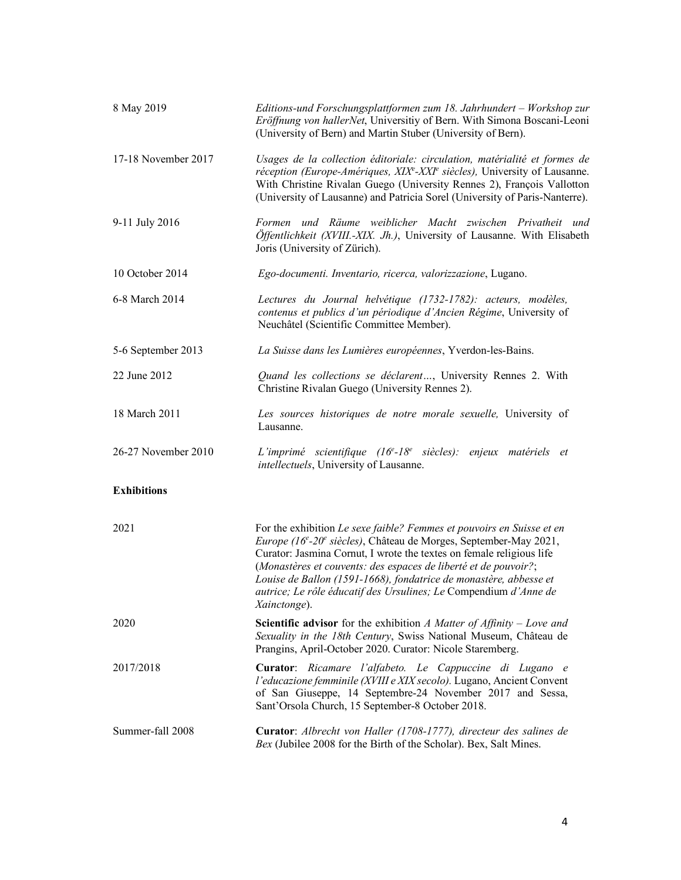| | |
|---|---|
| 8 May 2019 | *Editions-und Forschungsplattformen zum 18. Jahrhundert – Workshop zur Eröffnung von hallerNet*, Universitiy of Bern. With Simona Boscani-Leoni (University of Bern) and Martin Stuber (University of Bern). |
| 17-18 November 2017 | *Usages de la collection éditoriale: circulation, matérialité et formes de réception (Europe-Amériques, XIX^e-XXI^e siècles),* University of Lausanne. With Christine Rivalan Guego (University Rennes 2), François Vallotton (University of Lausanne) and Patricia Sorel (University of Paris-Nanterre). |
| 9-11 July 2016 | *Formen und Räume weiblicher Macht zwischen Privatheit und Öffentlichkeit (XVIII.-XIX. Jh.)*, University of Lausanne. With Elisabeth Joris (University of Zürich). |
| 10 October 2014 | *Ego-documenti. Inventario, ricerca, valorizzazione*, Lugano. |
| 6-8 March 2014 | *Lectures du Journal helvétique (1732-1782): acteurs, modèles, contenus et publics d'un périodique d'Ancien Régime*, University of Neuchâtel (Scientific Committee Member). |
| 5-6 September 2013 | *La Suisse dans les Lumières européennes*, Yverdon-les-Bains. |
| 22 June 2012 | *Quand les collections se déclarent…*, University Rennes 2. With Christine Rivalan Guego (University Rennes 2). |
| 18 March 2011 | *Les sources historiques de notre morale sexuelle,* University of Lausanne. |
| 26-27 November 2010 | *L'imprimé scientifique (16^e-18^e siècles): enjeux matériels et intellectuels*, University of Lausanne. |

**Exhibitions**

| | |
|---|---|
| 2021 | For the exhibition *Le sexe faible? Femmes et pouvoirs en Suisse et en Europe (16^e-20^e siècles)*, Château de Morges, September-May 2021, Curator: Jasmina Cornut, I wrote the textes on female religious life (*Monastères et couvents: des espaces de liberté et de pouvoir?*; *Louise de Ballon (1591-1668), fondatrice de monastère, abbesse et autrice; Le rôle éducatif des Ursulines; Le* Compendium *d'Anne de Xainctonge*). |
| 2020 | **Scientific advisor** for the exhibition *A Matter of Affinity – Love and Sexuality in the 18th Century*, Swiss National Museum, Château de Prangins, April-October 2020. Curator: Nicole Staremberg. |
| 2017/2018 | **Curator**: *Ricamare l'alfabeto. Le Cappuccine di Lugano e l'educazione femminile (XVIII e XIX secolo).* Lugano, Ancient Convent of San Giuseppe, 14 Septembre-24 November 2017 and Sessa, Sant'Orsola Church, 15 September-8 October 2018. |
| Summer-fall 2008 | **Curator**: *Albrecht von Haller (1708-1777), directeur des salines de Bex* (Jubilee 2008 for the Birth of the Scholar). Bex, Salt Mines. |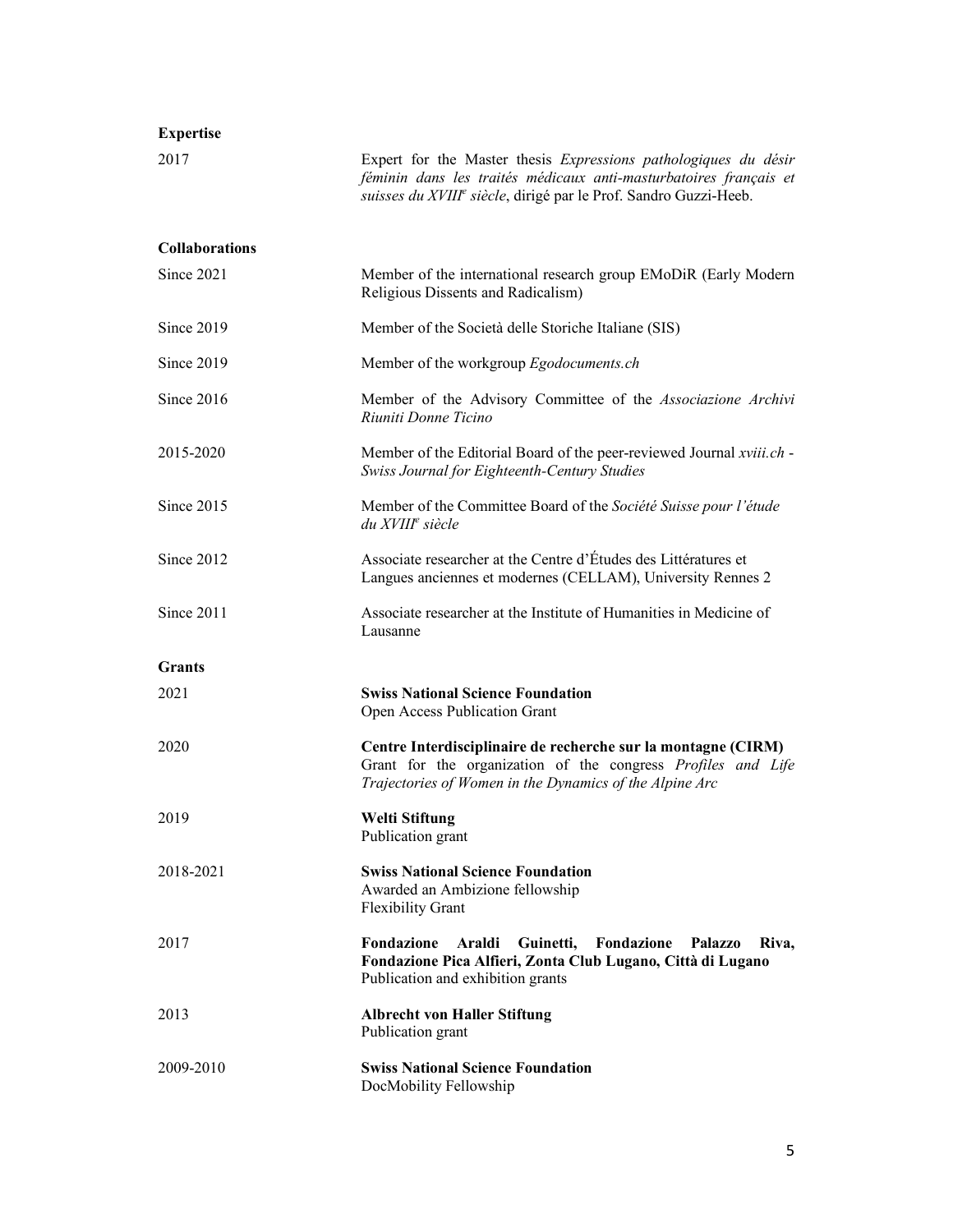**Expertise**

2017 — Expert for the Master thesis *Expressions pathologiques du désir féminin dans les traités médicaux anti-masturbatoires français et suisses du XVIII^e siècle*, dirigé par le Prof. Sandro Guzzi-Heeb.

**Collaborations**

Since 2021 — Member of the international research group EMoDiR (Early Modern Religious Dissents and Radicalism)

Since 2019 — Member of the Società delle Storiche Italiane (SIS)

Since 2019 — Member of the workgroup *Egodocuments.ch*

Since 2016 — Member of the Advisory Committee of the *Associazione Archivi Riuniti Donne Ticino*

2015-2020 — Member of the Editorial Board of the peer-reviewed Journal *xviii.ch - Swiss Journal for Eighteenth-Century Studies*

Since 2015 — Member of the Committee Board of the *Société Suisse pour l'étude du XVIII^e siècle*

Since 2012 — Associate researcher at the Centre d'Études des Littératures et Langues anciennes et modernes (CELLAM), University Rennes 2

Since 2011 — Associate researcher at the Institute of Humanities in Medicine of Lausanne

**Grants**

2021 — **Swiss National Science Foundation**
Open Access Publication Grant

2020 — **Centre Interdisciplinaire de recherche sur la montagne (CIRM)**
Grant for the organization of the congress *Profiles and Life Trajectories of Women in the Dynamics of the Alpine Arc*

2019 — **Welti Stiftung**
Publication grant

2018-2021 — **Swiss National Science Foundation**
Awarded an Ambizione fellowship
Flexibility Grant

2017 — **Fondazione Araldi Guinetti, Fondazione Palazzo Riva, Fondazione Pica Alfieri, Zonta Club Lugano, Città di Lugano**
Publication and exhibition grants

2013 — **Albrecht von Haller Stiftung**
Publication grant

2009-2010 — **Swiss National Science Foundation**
DocMobility Fellowship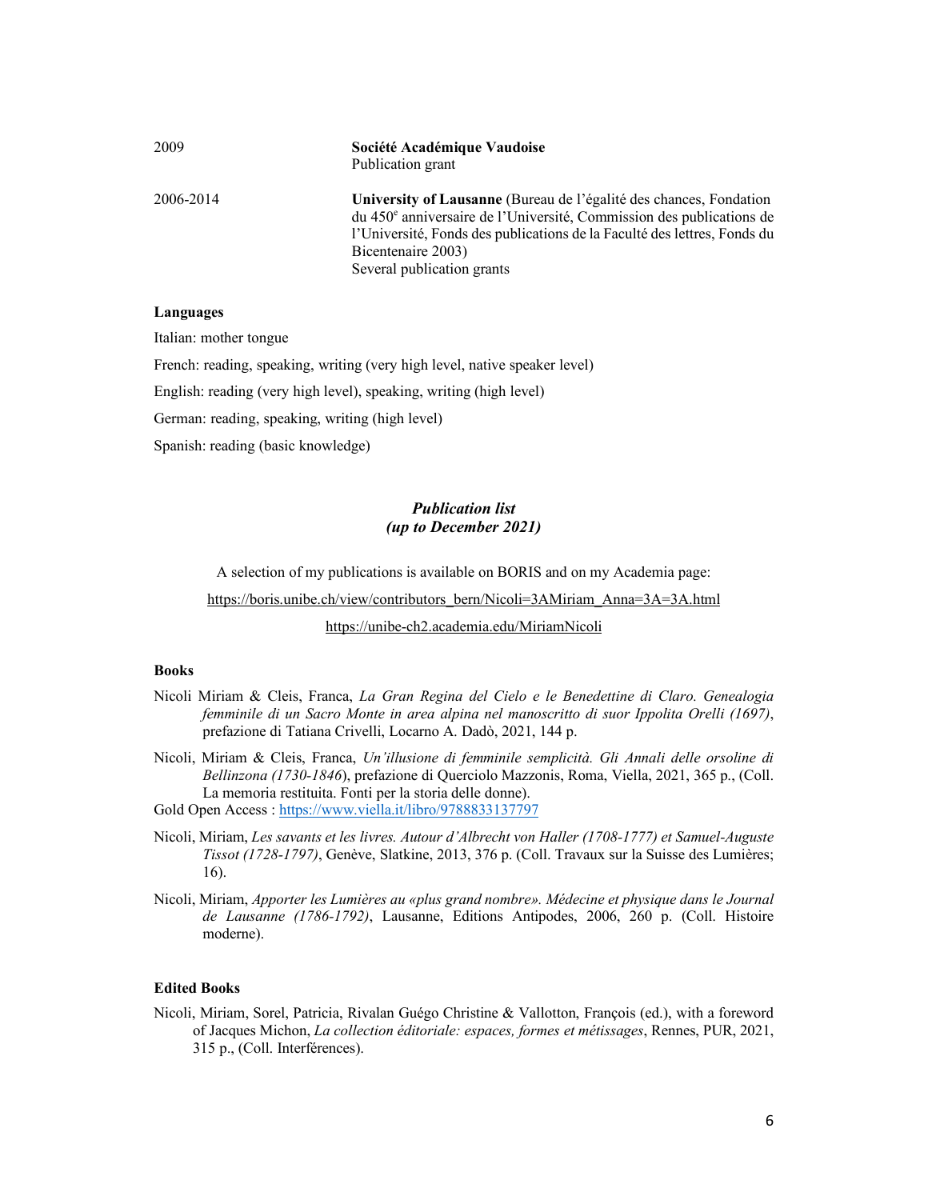| | |
|---|---|
| 2009 | **Société Académique Vaudoise**<br>Publication grant |
| 2006-2014 | **University of Lausanne** (Bureau de l'égalité des chances, Fondation du 450[e] anniversaire de l'Université, Commission des publications de l'Université, Fonds des publications de la Faculté des lettres, Fonds du Bicentenaire 2003)<br>Several publication grants |

**Languages**

Italian: mother tongue

French: reading, speaking, writing (very high level, native speaker level)

English: reading (very high level), speaking, writing (high level)

German: reading, speaking, writing (high level)

Spanish: reading (basic knowledge)

## ***Publication list (up to December 2021)***

A selection of my publications is available on BORIS and on my Academia page:

https://boris.unibe.ch/view/contributors_bern/Nicoli=3AMiriam_Anna=3A=3A.html

https://unibe-ch2.academia.edu/MiriamNicoli

**Books**

Nicoli Miriam & Cleis, Franca, *La Gran Regina del Cielo e le Benedettine di Claro. Genealogia femminile di un Sacro Monte in area alpina nel manoscritto di suor Ippolita Orelli (1697)*, prefazione di Tatiana Crivelli, Locarno A. Dadò, 2021, 144 p.

Nicoli, Miriam & Cleis, Franca, *Un'illusione di femminile semplicità. Gli Annali delle orsoline di Bellinzona (1730-1846)*, prefazione di Querciolo Mazzonis, Roma, Viella, 2021, 365 p., (Coll. La memoria restituita. Fonti per la storia delle donne).
Gold Open Access : https://www.viella.it/libro/9788833137797

Nicoli, Miriam, *Les savants et les livres. Autour d'Albrecht von Haller (1708-1777) et Samuel-Auguste Tissot (1728-1797)*, Genève, Slatkine, 2013, 376 p. (Coll. Travaux sur la Suisse des Lumières; 16).

Nicoli, Miriam, *Apporter les Lumières au «plus grand nombre». Médecine et physique dans le Journal de Lausanne (1786-1792)*, Lausanne, Editions Antipodes, 2006, 260 p. (Coll. Histoire moderne).

**Edited Books**

Nicoli, Miriam, Sorel, Patricia, Rivalan Guégo Christine & Vallotton, François (ed.), with a foreword of Jacques Michon, *La collection éditoriale: espaces, formes et métissages*, Rennes, PUR, 2021, 315 p., (Coll. Interférences).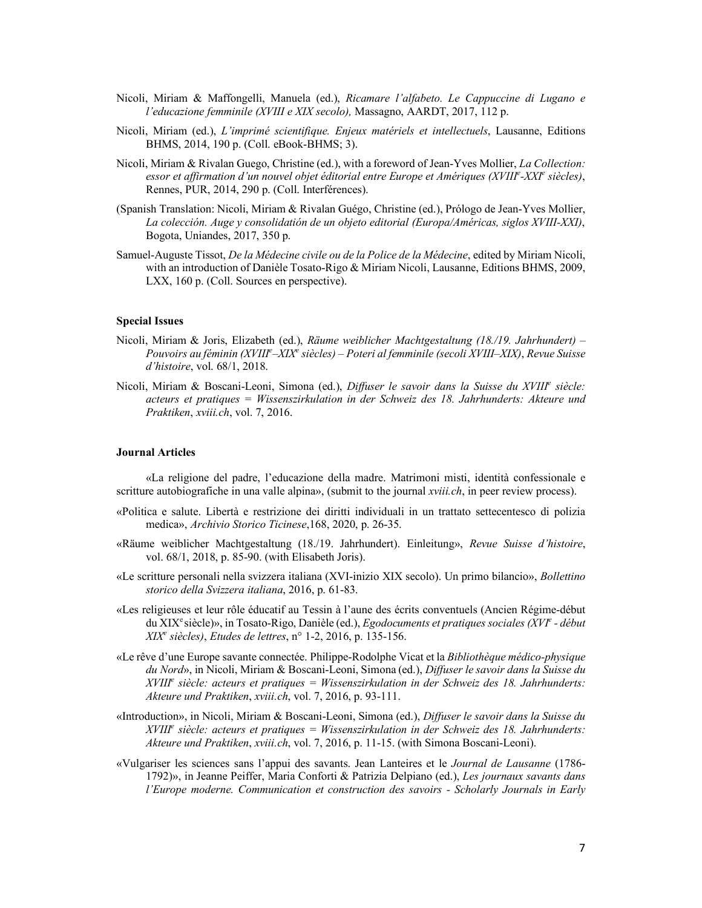Nicoli, Miriam & Maffongelli, Manuela (ed.), *Ricamare l'alfabeto. Le Cappuccine di Lugano e l'educazione femminile (XVIII e XIX secolo),* Massagno, AARDT, 2017, 112 p.

Nicoli, Miriam (ed.), *L'imprimé scientifique. Enjeux matériels et intellectuels*, Lausanne, Editions BHMS, 2014, 190 p. (Coll. eBook-BHMS; 3).

Nicoli, Miriam & Rivalan Guego, Christine (ed.), with a foreword of Jean-Yves Mollier, *La Collection: essor et affirmation d'un nouvel objet éditorial entre Europe et Amériques (XVIII[e]-XXI[e] siècles)*, Rennes, PUR, 2014, 290 p. (Coll. Interférences).

(Spanish Translation: Nicoli, Miriam & Rivalan Guégo, Christine (ed.), Prólogo de Jean-Yves Mollier, *La colección. Auge y consolidatión de un objeto editorial (Europa/Américas, siglos XVIII-XXI)*, Bogota, Uniandes, 2017, 350 p.

Samuel-Auguste Tissot, *De la Médecine civile ou de la Police de la Médecine*, edited by Miriam Nicoli, with an introduction of Danièle Tosato-Rigo & Miriam Nicoli, Lausanne, Editions BHMS, 2009, LXX, 160 p. (Coll. Sources en perspective).

**Special Issues**

Nicoli, Miriam & Joris, Elizabeth (ed.), *Räume weiblicher Machtgestaltung (18./19. Jahrhundert) – Pouvoirs au féminin (XVIII[e]–XIX[e] siècles) – Poteri al femminile (secoli XVIII–XIX)*, *Revue Suisse d'histoire*, vol. 68/1, 2018.

Nicoli, Miriam & Boscani-Leoni, Simona (ed.), *Diffuser le savoir dans la Suisse du XVIII[e] siècle: acteurs et pratiques = Wissenszirkulation in der Schweiz des 18. Jahrhunderts: Akteure und Praktiken*, *xviii.ch*, vol. 7, 2016.

**Journal Articles**

«La religione del padre, l'educazione della madre. Matrimoni misti, identità confessionale e scritture autobiografiche in una valle alpina», (submit to the journal *xviii.ch*, in peer review process).

«Politica e salute. Libertà e restrizione dei diritti individuali in un trattato settecentesco di polizia medica», *Archivio Storico Ticinese*,168, 2020, p. 26-35.

«Räume weiblicher Machtgestaltung (18./19. Jahrhundert). Einleitung», *Revue Suisse d'histoire*, vol. 68/1, 2018, p. 85-90. (with Elisabeth Joris).

«Le scritture personali nella svizzera italiana (XVI-inizio XIX secolo). Un primo bilancio», *Bollettino storico della Svizzera italiana*, 2016, p. 61-83.

«Les religieuses et leur rôle éducatif au Tessin à l'aune des écrits conventuels (Ancien Régime-début du XIX[e] siècle)», in Tosato-Rigo, Danièle (ed.), *Egodocuments et pratiques sociales (XVI[e] - début XIX[e] siècles)*, *Etudes de lettres*, n° 1-2, 2016, p. 135-156.

«Le rêve d'une Europe savante connectée. Philippe-Rodolphe Vicat et la *Bibliothèque médico-physique du Nord*», in Nicoli, Miriam & Boscani-Leoni, Simona (ed.), *Diffuser le savoir dans la Suisse du XVIII[e] siècle: acteurs et pratiques = Wissenszirkulation in der Schweiz des 18. Jahrhunderts: Akteure und Praktiken*, *xviii.ch*, vol. 7, 2016, p. 93-111.

«Introduction», in Nicoli, Miriam & Boscani-Leoni, Simona (ed.), *Diffuser le savoir dans la Suisse du XVIII[e] siècle: acteurs et pratiques = Wissenszirkulation in der Schweiz des 18. Jahrhunderts: Akteure und Praktiken*, *xviii.ch*, vol. 7, 2016, p. 11-15. (with Simona Boscani-Leoni).

«Vulgariser les sciences sans l'appui des savants. Jean Lanteires et le *Journal de Lausanne* (1786-1792)», in Jeanne Peiffer, Maria Conforti & Patrizia Delpiano (ed.), *Les journaux savants dans l'Europe moderne. Communication et construction des savoirs - Scholarly Journals in Early*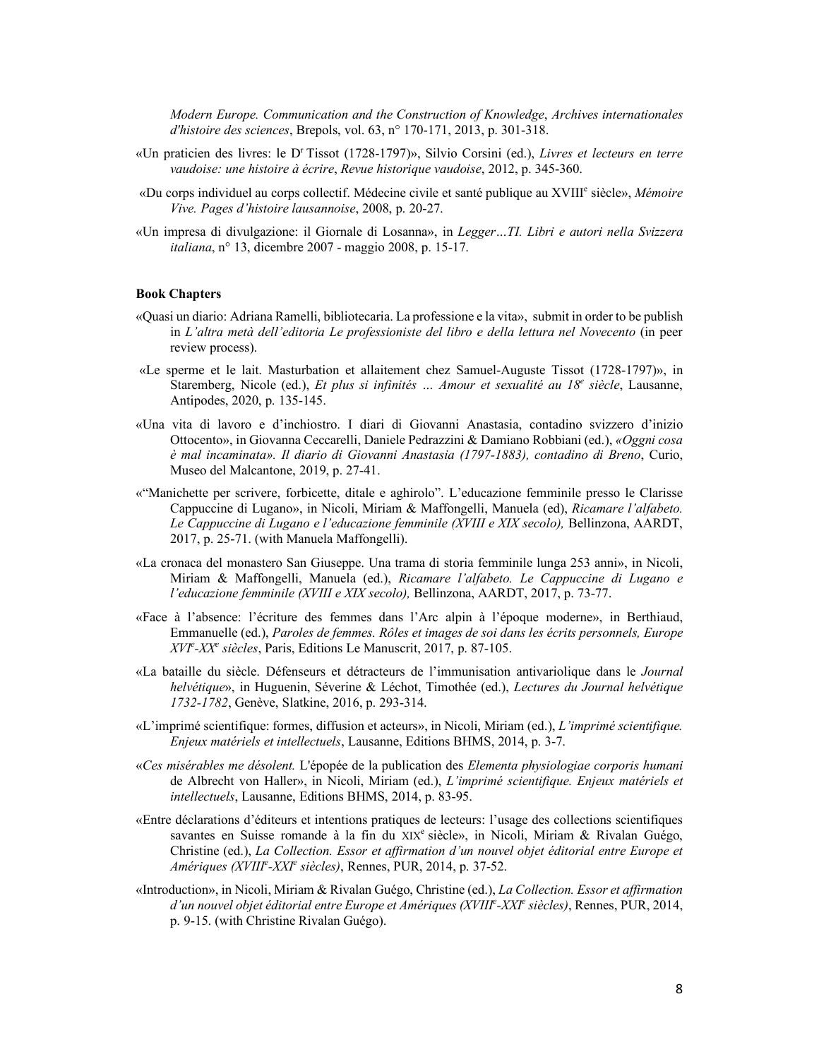*Modern Europe. Communication and the Construction of Knowledge*, *Archives internationales d'histoire des sciences*, Brepols, vol. 63, n° 170-171, 2013, p. 301-318.

«Un praticien des livres: le D[r] Tissot (1728-1797)», Silvio Corsini (ed.), *Livres et lecteurs en terre vaudoise: une histoire à écrire*, *Revue historique vaudoise*, 2012, p. 345-360.

«Du corps individuel au corps collectif. Médecine civile et santé publique au XVIII[e] siècle», *Mémoire Vive. Pages d'histoire lausannoise*, 2008, p. 20-27.

«Un impresa di divulgazione: il Giornale di Losanna», in *Legger…TI. Libri e autori nella Svizzera italiana*, n° 13, dicembre 2007 - maggio 2008, p. 15-17.

**Book Chapters**

«Quasi un diario: Adriana Ramelli, bibliotecaria. La professione e la vita», submit in order to be publish in *L'altra metà dell'editoria Le professioniste del libro e della lettura nel Novecento* (in peer review process).

«Le sperme et le lait. Masturbation et allaitement chez Samuel-Auguste Tissot (1728-1797)», in Staremberg, Nicole (ed.), *Et plus si infinités … Amour et sexualité au 18[e] siècle*, Lausanne, Antipodes, 2020, p. 135-145.

«Una vita di lavoro e d'inchiostro. I diari di Giovanni Anastasia, contadino svizzero d'inizio Ottocento», in Giovanna Ceccarelli, Daniele Pedrazzini & Damiano Robbiani (ed.), *«Oggni cosa è mal incaminata». Il diario di Giovanni Anastasia (1797-1883), contadino di Breno*, Curio, Museo del Malcantone, 2019, p. 27-41.

«"Manichette per scrivere, forbicette, ditale e aghirolo". L'educazione femminile presso le Clarisse Cappuccine di Lugano», in Nicoli, Miriam & Maffongelli, Manuela (ed), *Ricamare l'alfabeto. Le Cappuccine di Lugano e l'educazione femminile (XVIII e XIX secolo),* Bellinzona, AARDT, 2017, p. 25-71. (with Manuela Maffongelli).

«La cronaca del monastero San Giuseppe. Una trama di storia femminile lunga 253 anni», in Nicoli, Miriam & Maffongelli, Manuela (ed.), *Ricamare l'alfabeto. Le Cappuccine di Lugano e l'educazione femminile (XVIII e XIX secolo),* Bellinzona, AARDT, 2017, p. 73-77.

«Face à l'absence: l'écriture des femmes dans l'Arc alpin à l'époque moderne», in Berthiaud, Emmanuelle (ed.), *Paroles de femmes. Rôles et images de soi dans les écrits personnels, Europe XVI[e]-XX[e] siècles*, Paris, Editions Le Manuscrit, 2017, p. 87-105.

«La bataille du siècle. Défenseurs et détracteurs de l'immunisation antivariolique dans le *Journal helvétique*», in Huguenin, Séverine & Léchot, Timothée (ed.), *Lectures du Journal helvétique 1732-1782*, Genève, Slatkine, 2016, p. 293-314.

«L'imprimé scientifique: formes, diffusion et acteurs», in Nicoli, Miriam (ed.), *L'imprimé scientifique. Enjeux matériels et intellectuels*, Lausanne, Editions BHMS, 2014, p. 3-7.

«*Ces misérables me désolent.* L'épopée de la publication des *Elementa physiologiae corporis humani* de Albrecht von Haller», in Nicoli, Miriam (ed.), *L'imprimé scientifique. Enjeux matériels et intellectuels*, Lausanne, Editions BHMS, 2014, p. 83-95.

«Entre déclarations d'éditeurs et intentions pratiques de lecteurs: l'usage des collections scientifiques savantes en Suisse romande à la fin du XIX[e] siècle», in Nicoli, Miriam & Rivalan Guégo, Christine (ed.), *La Collection. Essor et affirmation d'un nouvel objet éditorial entre Europe et Amériques (XVIII[e]-XXI[e] siècles)*, Rennes, PUR, 2014, p. 37-52.

«Introduction», in Nicoli, Miriam & Rivalan Guégo, Christine (ed.), *La Collection. Essor et affirmation d'un nouvel objet éditorial entre Europe et Amériques (XVIII[e]-XXI[e] siècles)*, Rennes, PUR, 2014, p. 9-15. (with Christine Rivalan Guégo).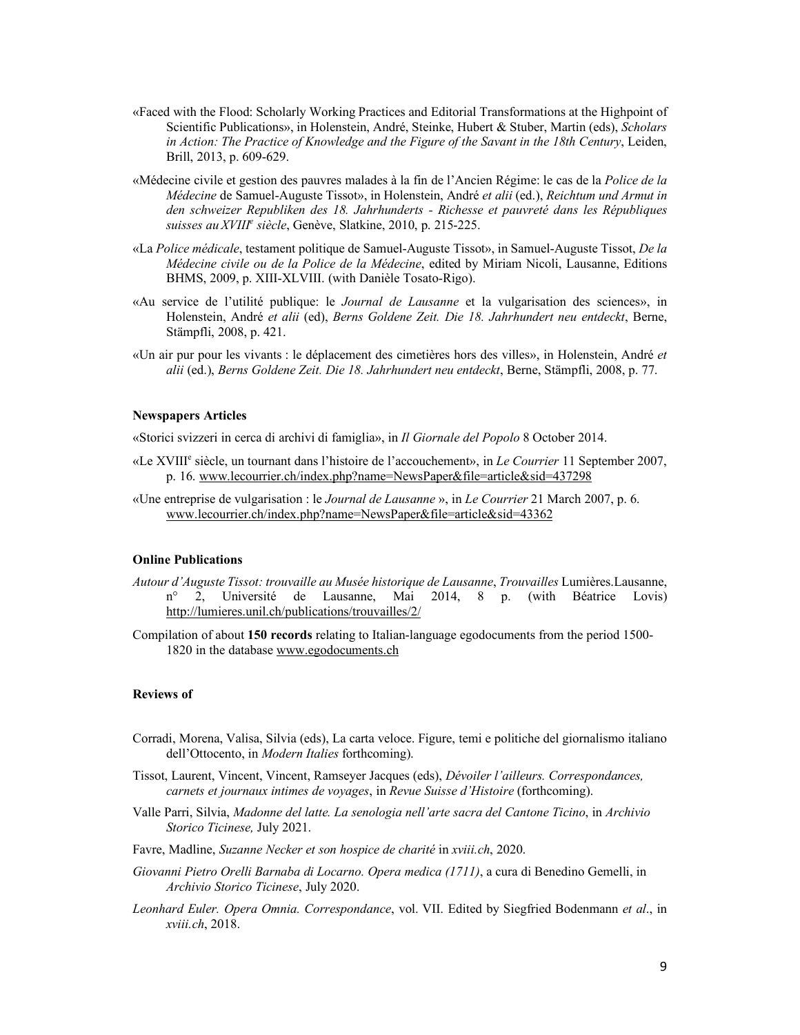«Faced with the Flood: Scholarly Working Practices and Editorial Transformations at the Highpoint of Scientific Publications», in Holenstein, André, Steinke, Hubert & Stuber, Martin (eds), *Scholars in Action: The Practice of Knowledge and the Figure of the Savant in the 18th Century*, Leiden, Brill, 2013, p. 609-629.

«Médecine civile et gestion des pauvres malades à la fin de l'Ancien Régime: le cas de la *Police de la Médecine* de Samuel-Auguste Tissot», in Holenstein, André *et alii* (ed.), *Reichtum und Armut in den schweizer Republiken des 18. Jahrhunderts - Richesse et pauvreté dans les Républiques suisses au XVIII*[e] *siècle*, Genève, Slatkine, 2010, p. 215-225.

«La *Police médicale*, testament politique de Samuel-Auguste Tissot», in Samuel-Auguste Tissot, *De la Médecine civile ou de la Police de la Médecine*, edited by Miriam Nicoli, Lausanne, Editions BHMS, 2009, p. XIII-XLVIII. (with Danièle Tosato-Rigo).

«Au service de l'utilité publique: le *Journal de Lausanne* et la vulgarisation des sciences», in Holenstein, André *et alii* (ed), *Berns Goldene Zeit. Die 18. Jahrhundert neu entdeckt*, Berne, Stämpfli, 2008, p. 421.

«Un air pur pour les vivants : le déplacement des cimetières hors des villes», in Holenstein, André *et alii* (ed.), *Berns Goldene Zeit. Die 18. Jahrhundert neu entdeckt*, Berne, Stämpfli, 2008, p. 77.

**Newspapers Articles**

«Storici svizzeri in cerca di archivi di famiglia», in *Il Giornale del Popolo* 8 October 2014.

«Le XVIII[e] siècle, un tournant dans l'histoire de l'accouchement», in *Le Courrier* 11 September 2007, p. 16. www.lecourrier.ch/index.php?name=NewsPaper&file=article&sid=437298

«Une entreprise de vulgarisation : le *Journal de Lausanne* », in *Le Courrier* 21 March 2007, p. 6. www.lecourrier.ch/index.php?name=NewsPaper&file=article&sid=43362

**Online Publications**

*Autour d'Auguste Tissot: trouvaille au Musée historique de Lausanne*, *Trouvailles* Lumières.Lausanne, n° 2, Université de Lausanne, Mai 2014, 8 p. (with Béatrice Lovis) http://lumieres.unil.ch/publications/trouvailles/2/

Compilation of about **150 records** relating to Italian-language egodocuments from the period 1500-1820 in the database www.egodocuments.ch

**Reviews of**

Corradi, Morena, Valisa, Silvia (eds), La carta veloce. Figure, temi e politiche del giornalismo italiano dell'Ottocento, in *Modern Italies* forthcoming).

Tissot, Laurent, Vincent, Vincent, Ramseyer Jacques (eds), *Dévoiler l'ailleurs. Correspondances, carnets et journaux intimes de voyages*, in *Revue Suisse d'Histoire* (forthcoming).

Valle Parri, Silvia, *Madonne del latte. La senologia nell'arte sacra del Cantone Ticino*, in *Archivio Storico Ticinese,* July 2021.

Favre, Madline, *Suzanne Necker et son hospice de charité* in *xviii.ch*, 2020.

*Giovanni Pietro Orelli Barnaba di Locarno. Opera medica (1711)*, a cura di Benedino Gemelli, in *Archivio Storico Ticinese*, July 2020.

*Leonhard Euler. Opera Omnia. Correspondance*, vol. VII. Edited by Siegfried Bodenmann *et al*., in *xviii.ch*, 2018.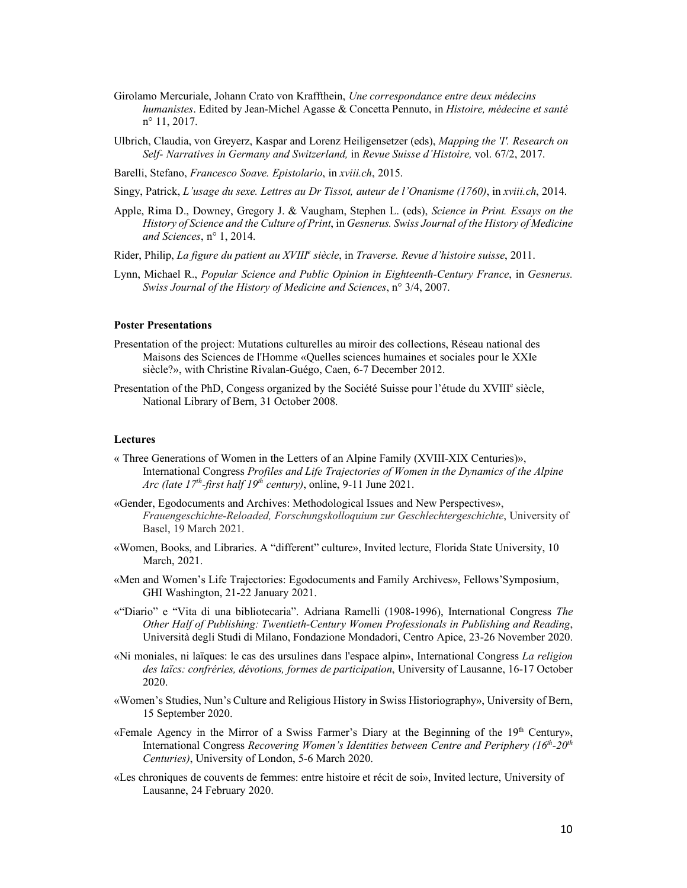Girolamo Mercuriale, Johann Crato von Kraffthein, *Une correspondance entre deux médecins humanistes*. Edited by Jean-Michel Agasse & Concetta Pennuto, in *Histoire, médecine et santé* n° 11, 2017.

Ulbrich, Claudia, von Greyerz, Kaspar and Lorenz Heiligensetzer (eds), *Mapping the 'I'. Research on Self- Narratives in Germany and Switzerland,* in *Revue Suisse d'Histoire,* vol. 67/2, 2017.

Barelli, Stefano, *Francesco Soave. Epistolario*, in *xviii.ch*, 2015.

Singy, Patrick, *L'usage du sexe. Lettres au Dr Tissot, auteur de l'Onanisme (1760)*, in *xviii.ch*, 2014.

Apple, Rima D., Downey, Gregory J. & Vaugham, Stephen L. (eds), *Science in Print. Essays on the History of Science and the Culture of Print*, in *Gesnerus. Swiss Journal of the History of Medicine and Sciences*, n° 1, 2014.

Rider, Philip, *La figure du patient au XVIII*e *siècle*, in *Traverse. Revue d'histoire suisse*, 2011.

Lynn, Michael R., *Popular Science and Public Opinion in Eighteenth-Century France*, in *Gesnerus. Swiss Journal of the History of Medicine and Sciences*, n° 3/4, 2007.

**Poster Presentations**

Presentation of the project: Mutations culturelles au miroir des collections, Réseau national des Maisons des Sciences de l'Homme «Quelles sciences humaines et sociales pour le XXIe siècle?», with Christine Rivalan-Guégo, Caen, 6-7 December 2012.

Presentation of the PhD, Congess organized by the Société Suisse pour l'étude du XVIIIe siècle, National Library of Bern, 31 October 2008.

**Lectures**

« Three Generations of Women in the Letters of an Alpine Family (XVIII-XIX Centuries)», International Congress *Profiles and Life Trajectories of Women in the Dynamics of the Alpine Arc (late 17th-first half 19th century)*, online, 9-11 June 2021.

«Gender, Egodocuments and Archives: Methodological Issues and New Perspectives», *Frauengeschichte-Reloaded, Forschungskolloquium zur Geschlechtergeschichte*, University of Basel, 19 March 2021.

«Women, Books, and Libraries. A "different" culture», Invited lecture, Florida State University, 10 March, 2021.

«Men and Women's Life Trajectories: Egodocuments and Family Archives», Fellows'Symposium, GHI Washington, 21-22 January 2021.

«"Diario" e "Vita di una bibliotecaria". Adriana Ramelli (1908-1996), International Congress *The Other Half of Publishing: Twentieth-Century Women Professionals in Publishing and Reading*, Università degli Studi di Milano, Fondazione Mondadori, Centro Apice, 23-26 November 2020.

«Ni moniales, ni laïques: le cas des ursulines dans l'espace alpin», International Congress *La religion des laïcs: confréries, dévotions, formes de participation*, University of Lausanne, 16-17 October 2020.

«Women's Studies, Nun's Culture and Religious History in Swiss Historiography», University of Bern, 15 September 2020.

«Female Agency in the Mirror of a Swiss Farmer's Diary at the Beginning of the 19th Century», International Congress *Recovering Women's Identities between Centre and Periphery (16th-20th Centuries)*, University of London, 5-6 March 2020.

«Les chroniques de couvents de femmes: entre histoire et récit de soi», Invited lecture, University of Lausanne, 24 February 2020.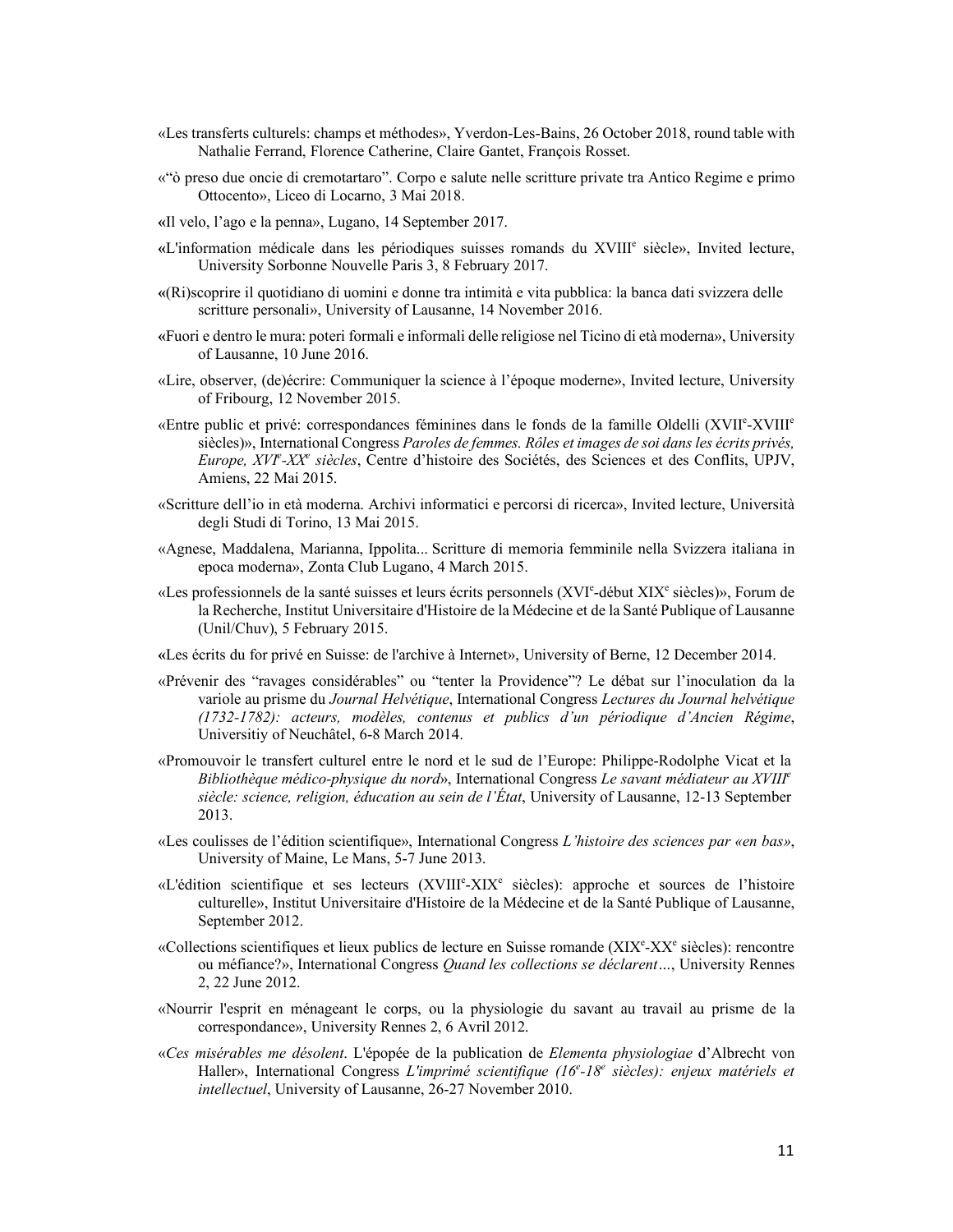«Les transferts culturels: champs et méthodes», Yverdon-Les-Bains, 26 October 2018, round table with Nathalie Ferrand, Florence Catherine, Claire Gantet, François Rosset.

«“ò preso due oncie di cremotartaro”. Corpo e salute nelle scritture private tra Antico Regime e primo Ottocento», Liceo di Locarno, 3 Mai 2018.

«Il velo, l'ago e la penna», Lugano, 14 September 2017.

«L'information médicale dans les périodiques suisses romands du XVIII[e] siècle», Invited lecture, University Sorbonne Nouvelle Paris 3, 8 February 2017.

«(Ri)scoprire il quotidiano di uomini e donne tra intimità e vita pubblica: la banca dati svizzera delle scritture personali», University of Lausanne, 14 November 2016.

«Fuori e dentro le mura: poteri formali e informali delle religiose nel Ticino di età moderna», University of Lausanne, 10 June 2016.

«Lire, observer, (de)écrire: Communiquer la science à l'époque moderne», Invited lecture, University of Fribourg, 12 November 2015.

«Entre public et privé: correspondances féminines dans le fonds de la famille Oldelli (XVII[e]-XVIII[e] siècles)», International Congress *Paroles de femmes. Rôles et images de soi dans les écrits privés, Europe, XVI[e]-XX[e] siècles*, Centre d'histoire des Sociétés, des Sciences et des Conflits, UPJV, Amiens, 22 Mai 2015.

«Scritture dell'io in età moderna. Archivi informatici e percorsi di ricerca», Invited lecture, Università degli Studi di Torino, 13 Mai 2015.

«Agnese, Maddalena, Marianna, Ippolita... Scritture di memoria femminile nella Svizzera italiana in epoca moderna», Zonta Club Lugano, 4 March 2015.

«Les professionnels de la santé suisses et leurs écrits personnels (XVI[e]-début XIX[e] siècles)», Forum de la Recherche, Institut Universitaire d'Histoire de la Médecine et de la Santé Publique of Lausanne (Unil/Chuv), 5 February 2015.

«Les écrits du for privé en Suisse: de l'archive à Internet», University of Berne, 12 December 2014.

«Prévenir des “ravages considérables” ou “tenter la Providence”? Le débat sur l'inoculation da la variole au prisme du *Journal Helvétique*, International Congress *Lectures du Journal helvétique (1732-1782): acteurs, modèles, contenus et publics d'un périodique d'Ancien Régime*, Universitiy of Neuchâtel, 6-8 March 2014.

«Promouvoir le transfert culturel entre le nord et le sud de l'Europe: Philippe-Rodolphe Vicat et la *Bibliothèque médico-physique du nord*», International Congress *Le savant médiateur au XVIII[e] siècle: science, religion, éducation au sein de l'État*, University of Lausanne, 12-13 September 2013.

«Les coulisses de l'édition scientifique», International Congress *L'histoire des sciences par «en bas»*, University of Maine, Le Mans, 5-7 June 2013.

«L'édition scientifique et ses lecteurs (XVIII[e]-XIX[e] siècles): approche et sources de l'histoire culturelle», Institut Universitaire d'Histoire de la Médecine et de la Santé Publique of Lausanne, September 2012.

«Collections scientifiques et lieux publics de lecture en Suisse romande (XIX[e]-XX[e] siècles): rencontre ou méfiance?», International Congress *Quand les collections se déclarent…*, University Rennes 2, 22 June 2012.

«Nourrir l'esprit en ménageant le corps, ou la physiologie du savant au travail au prisme de la correspondance», University Rennes 2, 6 Avril 2012.

«*Ces misérables me désolent*. L'épopée de la publication de *Elementa physiologiae* d'Albrecht von Haller», International Congress *L'imprimé scientifique (16[e]-18[e] siècles): enjeux matériels et intellectuel*, University of Lausanne, 26-27 November 2010.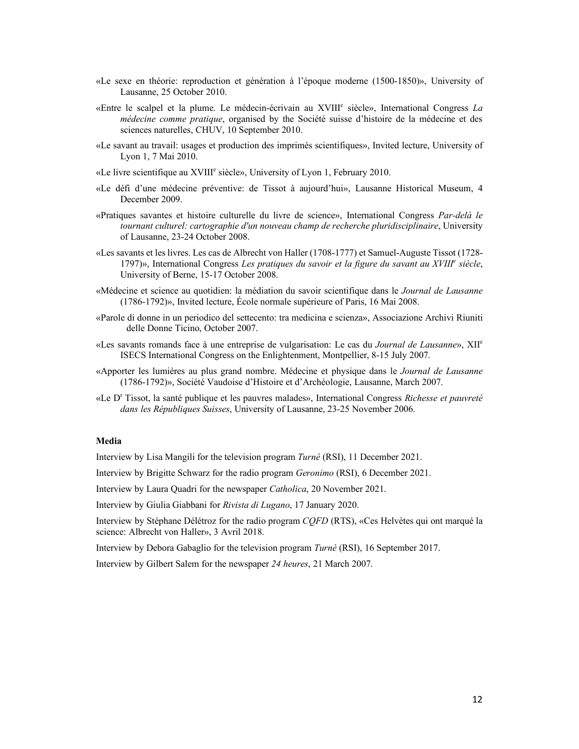«Le sexe en théorie: reproduction et génération à l'époque moderne (1500-1850)», University of Lausanne, 25 October 2010.

«Entre le scalpel et la plume. Le médecin-écrivain au XVIII[e] siècle», International Congress *La médecine comme pratique*, organised by the Société suisse d'histoire de la médecine et des sciences naturelles, CHUV, 10 September 2010.

«Le savant au travail: usages et production des imprimés scientifiques», Invited lecture, University of Lyon 1, 7 Mai 2010.

«Le livre scientifique au XVIII[e] siècle», University of Lyon 1, February 2010.

«Le défi d'une médecine préventive: de Tissot à aujourd'hui», Lausanne Historical Museum, 4 December 2009.

«Pratiques savantes et histoire culturelle du livre de science», International Congress *Par-delà le tournant culturel: cartographie d'un nouveau champ de recherche pluridisciplinaire*, University of Lausanne, 23-24 October 2008.

«Les savants et les livres. Les cas de Albrecht von Haller (1708-1777) et Samuel-Auguste Tissot (1728-1797)», International Congress *Les pratiques du savoir et la figure du savant au XVIII[e] siècle*, University of Berne, 15-17 October 2008.

«Médecine et science au quotidien: la médiation du savoir scientifique dans le *Journal de Lausanne* (1786-1792)», Invited lecture, École normale supérieure of Paris, 16 Mai 2008.

«Parole di donne in un periodico del settecento: tra medicina e scienza», Associazione Archivi Riuniti delle Donne Ticino, October 2007.

«Les savants romands face à une entreprise de vulgarisation: Le cas du *Journal de Lausanne*», XII[e] ISECS International Congress on the Enlightenment, Montpellier, 8-15 July 2007.

«Apporter les lumières au plus grand nombre. Médecine et physique dans le *Journal de Lausanne* (1786-1792)», Société Vaudoise d'Histoire et d'Archéologie, Lausanne, March 2007.

«Le D[r] Tissot, la santé publique et les pauvres malades», International Congress *Richesse et pauvreté dans les Républiques Suisses*, University of Lausanne, 23-25 November 2006.

**Media**

Interview by Lisa Mangili for the television program *Turné* (RSI), 11 December 2021.

Interview by Brigitte Schwarz for the radio program *Geronimo* (RSI), 6 December 2021.

Interview by Laura Quadri for the newspaper *Catholica*, 20 November 2021.

Interview by Giulia Giabbani for *Rivista di Lugano*, 17 January 2020.

Interview by Stéphane Délétroz for the radio program *CQFD* (RTS), «Ces Helvètes qui ont marqué la science: Albrecht von Haller», 3 Avril 2018.

Interview by Debora Gabaglio for the television program *Turné* (RSI), 16 September 2017.

Interview by Gilbert Salem for the newspaper *24 heures*, 21 March 2007.